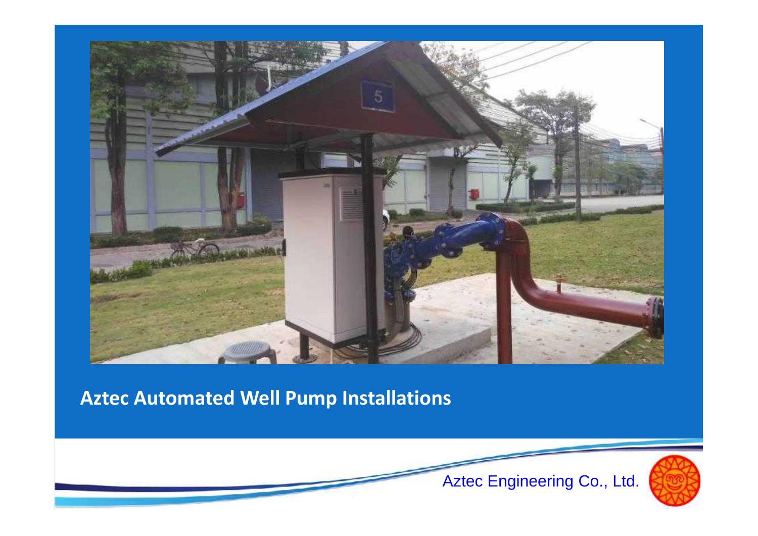**Aztec Automated Well Pump Installations**

Aztec Engineering Co., Ltd.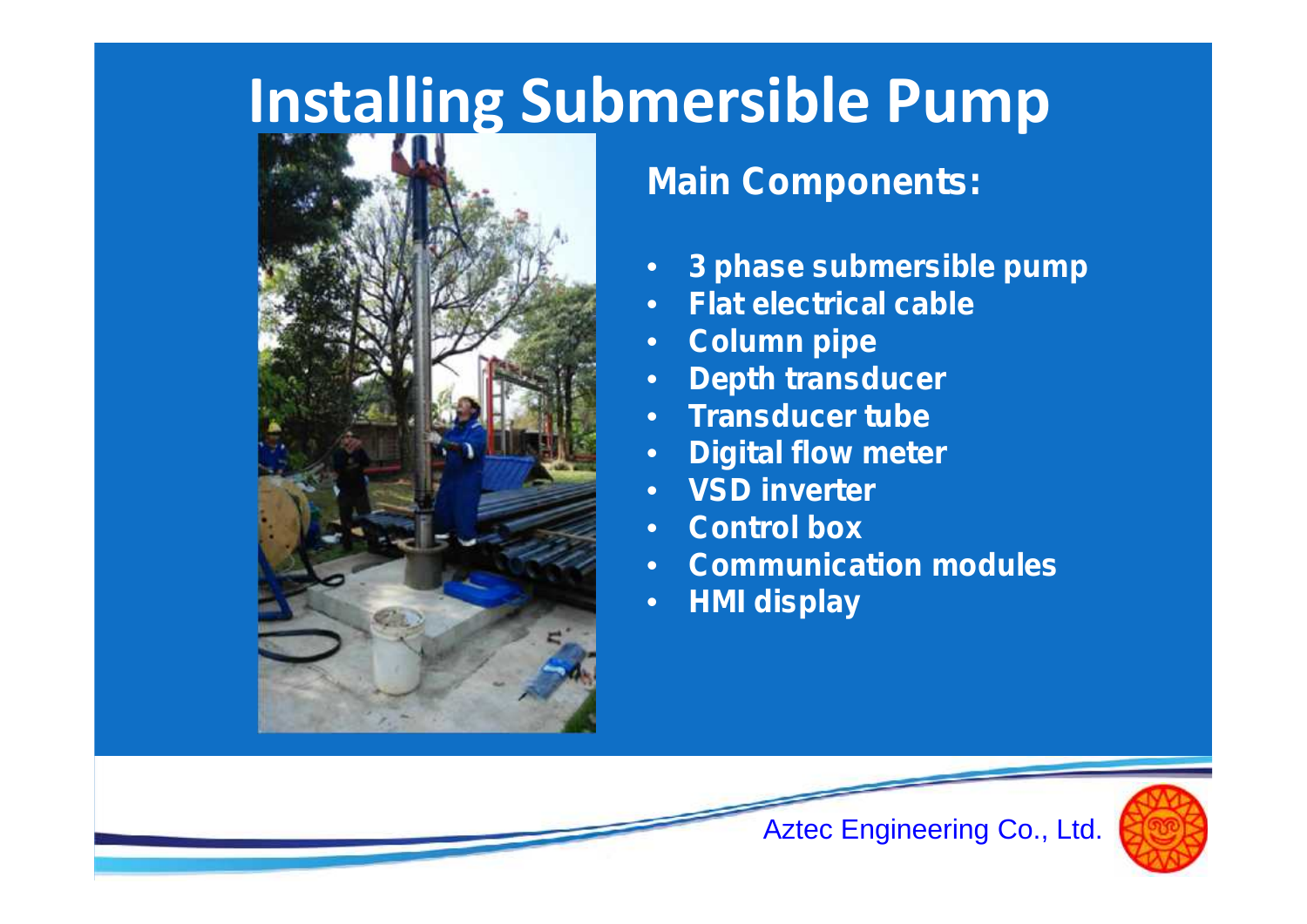# Installing Submersible Pump

## Main Components:

- 3 phase submersible pump
- Flat electrical cable
- Column pipe
- Depth transducer
- Transducer tube
- Digital flow meter
- VSD inverter
- Control box
- Communication modules
- HMI display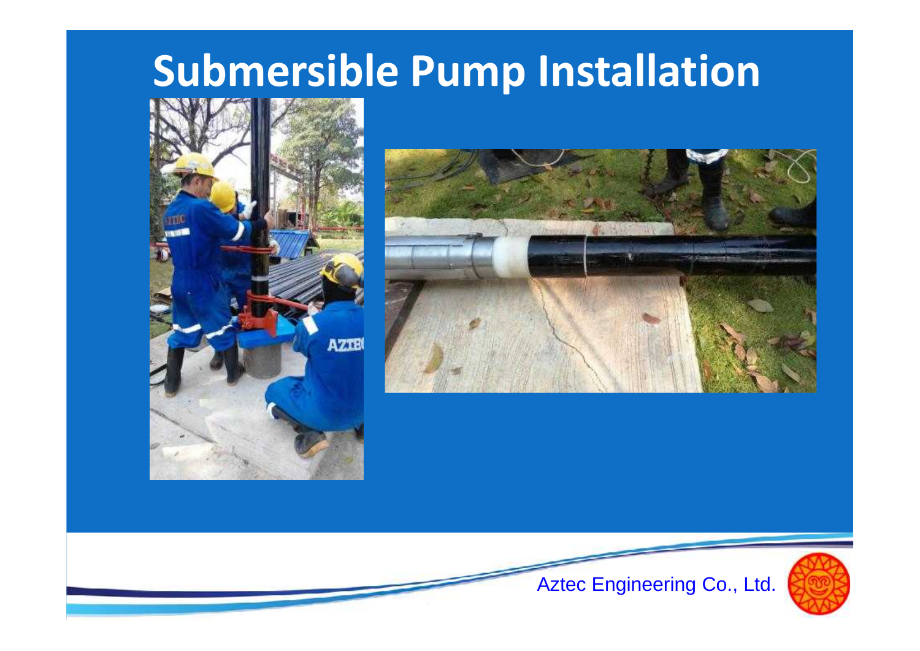# Submersible Pump Installation

Aztec Engineering Co., Ltd.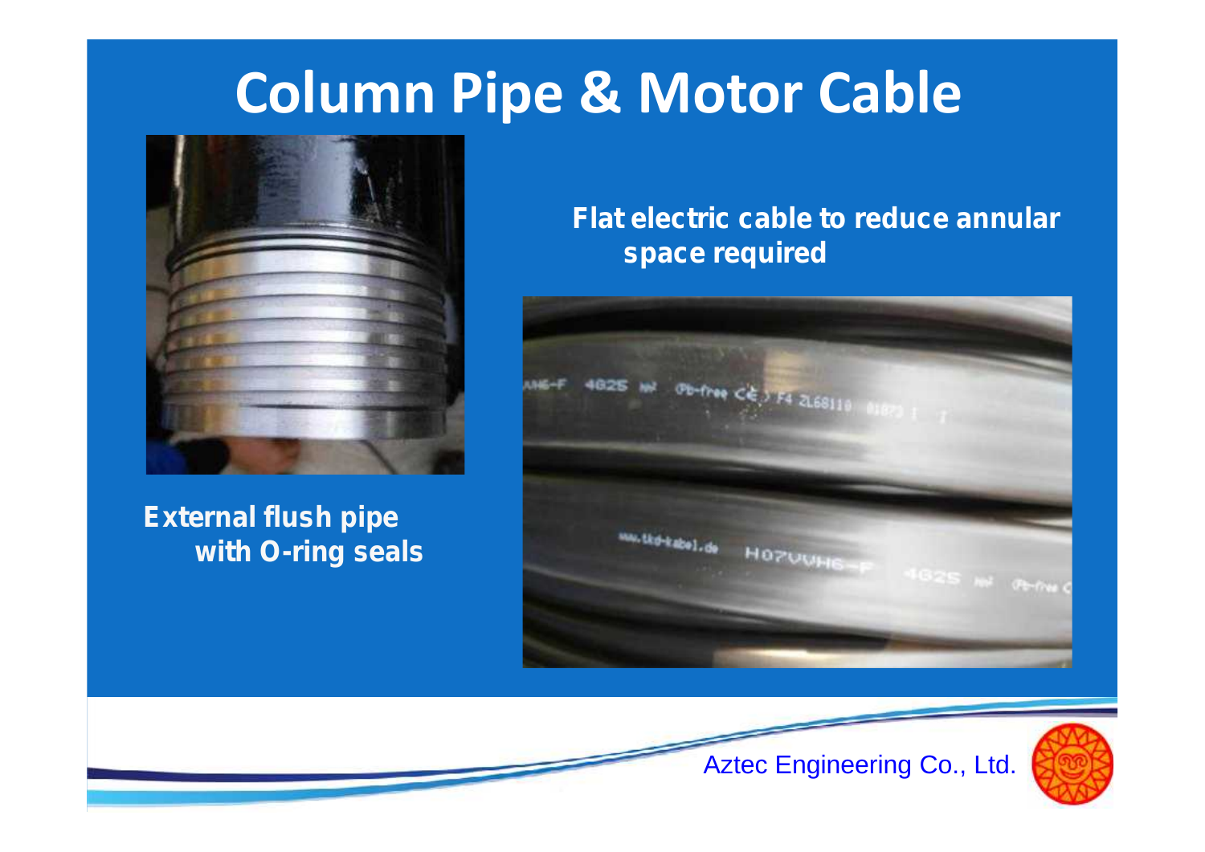# Column Pipe & Motor Cable

**Flat electric cable to reduce annular space required**

**External flush pipe with O-ring seals**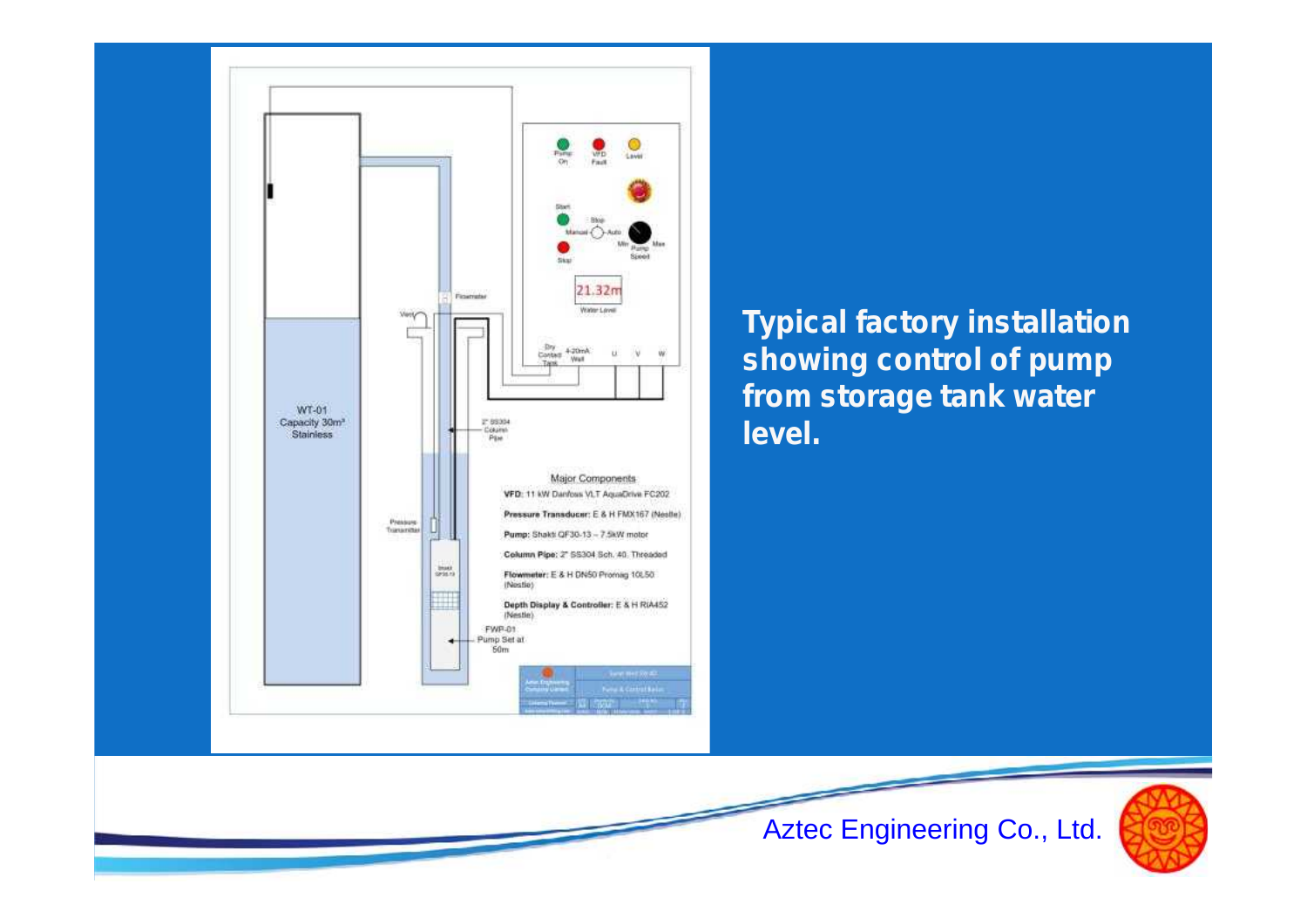Typical factory installation showing control of pump from storage tank water level.

WT-01
Capacity 30m³
Stainless

Vent

Flowmeter

2" SS304
Column
Pipe

Pressure
Transmitter

FWP-01
Pump Set at
50m

Pump On | VFD Fault | Level

Start

Stop

Manual | Auto

Min | Pump Speed | Max

Stop

21.32m

Water Level

Dry Contact Tank | 4-20mA Well | U | V | W

Major Components

**VFD:** 11 kW Danfoss VLT AquaDrive FC202

**Pressure Transducer:** E & H FMX167 (Nestle)

**Pump:** Shakti QF30-13 – 7.5kW motor

**Column Pipe:** 2" SS304 Sch. 40, Threaded

**Flowmeter:** E & H DN50 Promag 10L50 (Nestle)

**Depth Display & Controller:** E & H RIA452 (Nestle)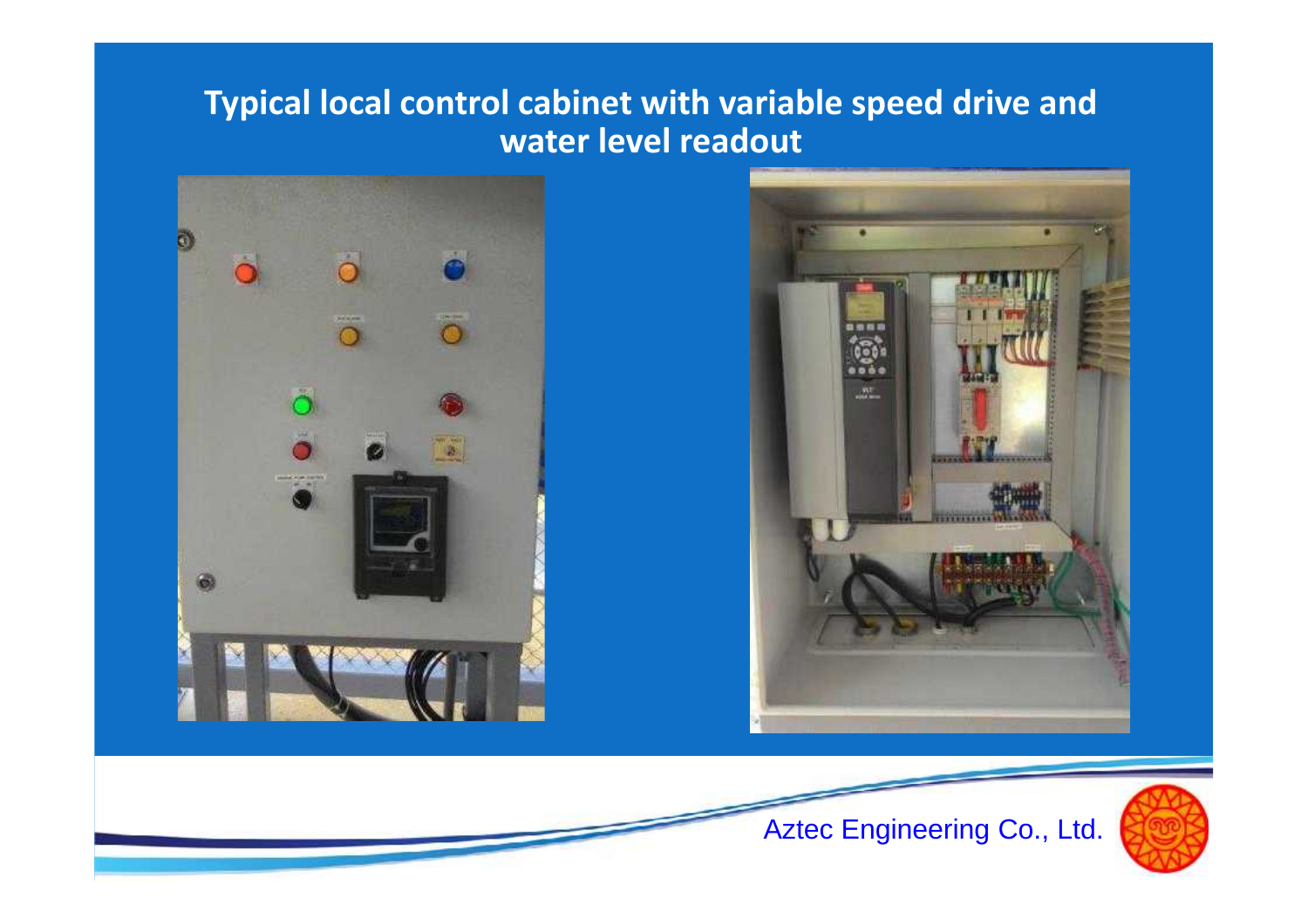# Typical local control cabinet with variable speed drive and water level readout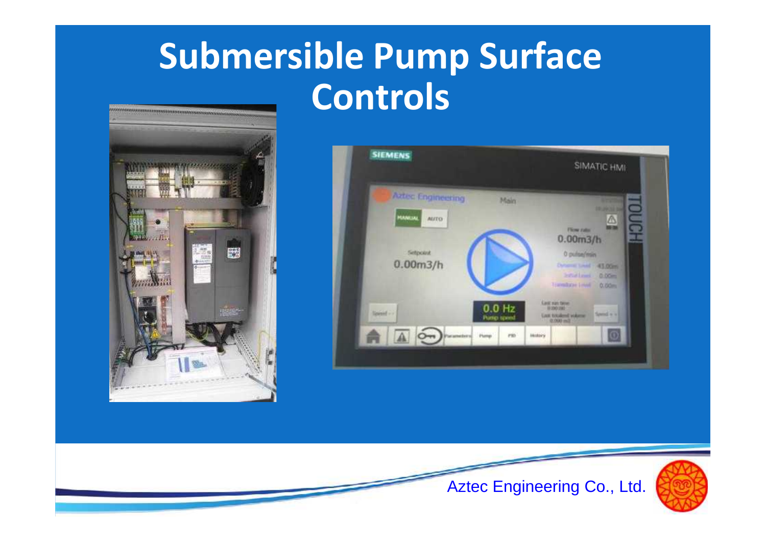# Submersible Pump Surface Controls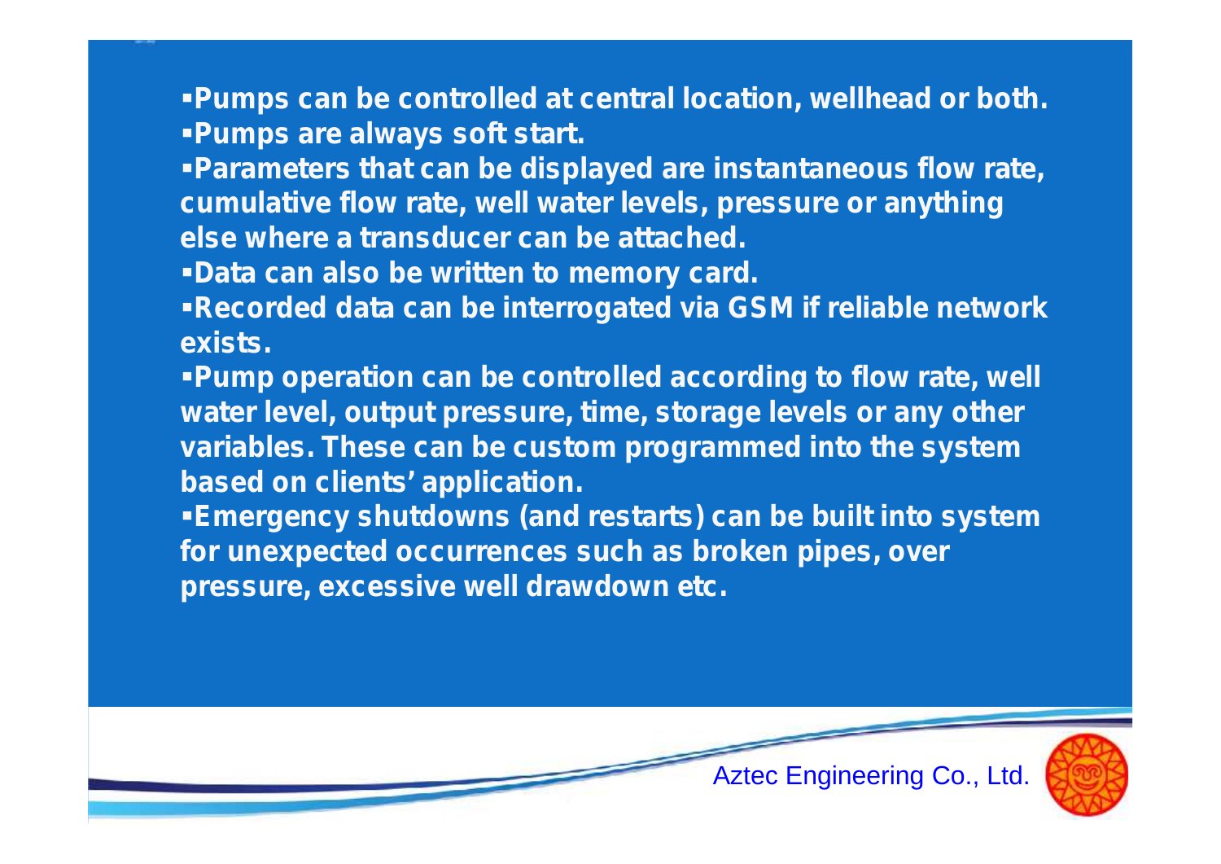- Pumps can be controlled at central location, wellhead or both.
- Pumps are always soft start.
- Parameters that can be displayed are instantaneous flow rate, cumulative flow rate, well water levels, pressure or anything else where a transducer can be attached.
- Data can also be written to memory card.
- Recorded data can be interrogated via GSM if reliable network exists.
- Pump operation can be controlled according to flow rate, well water level, output pressure, time, storage levels or any other variables. These can be custom programmed into the system based on clients' application.
- Emergency shutdowns (and restarts) can be built into system for unexpected occurrences such as broken pipes, over pressure, excessive well drawdown etc.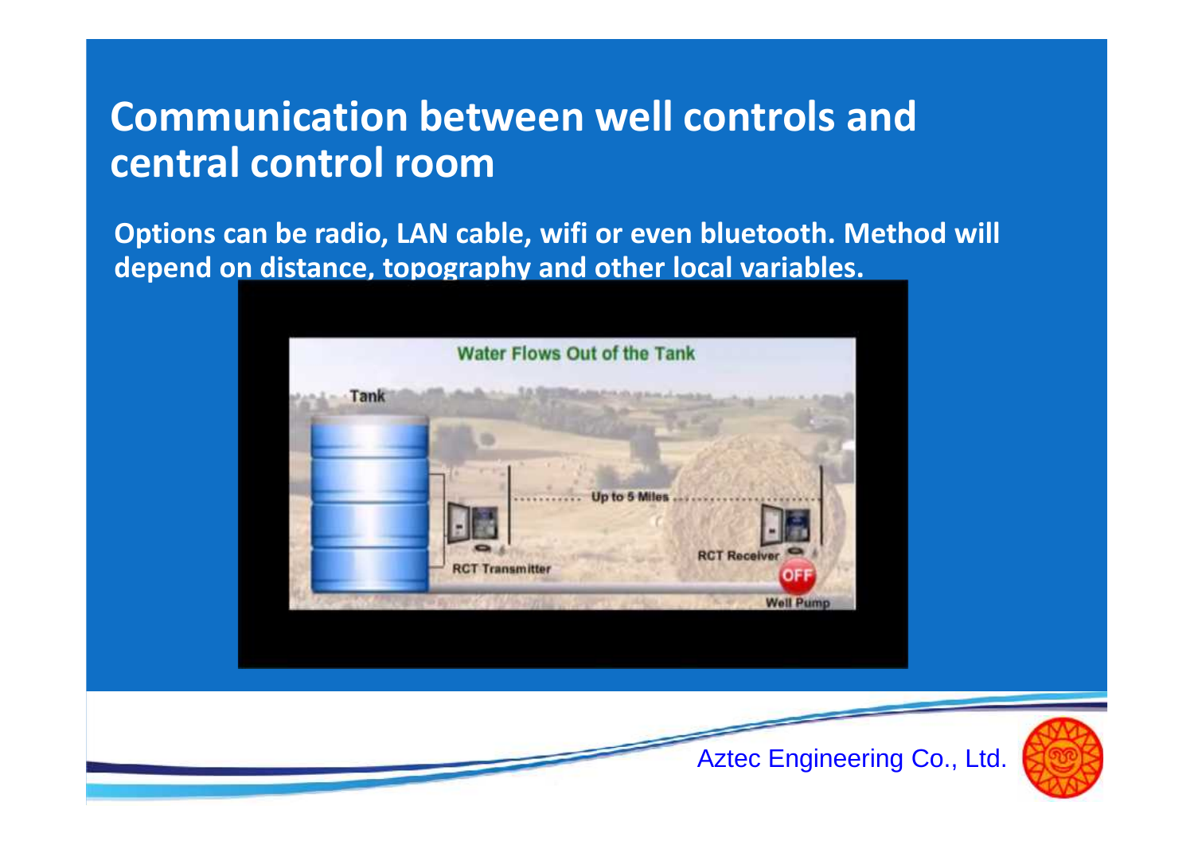# Communication between well controls and central control room

**Options can be radio, LAN cable, wifi or even bluetooth. Method will depend on distance, topography and other local variables.**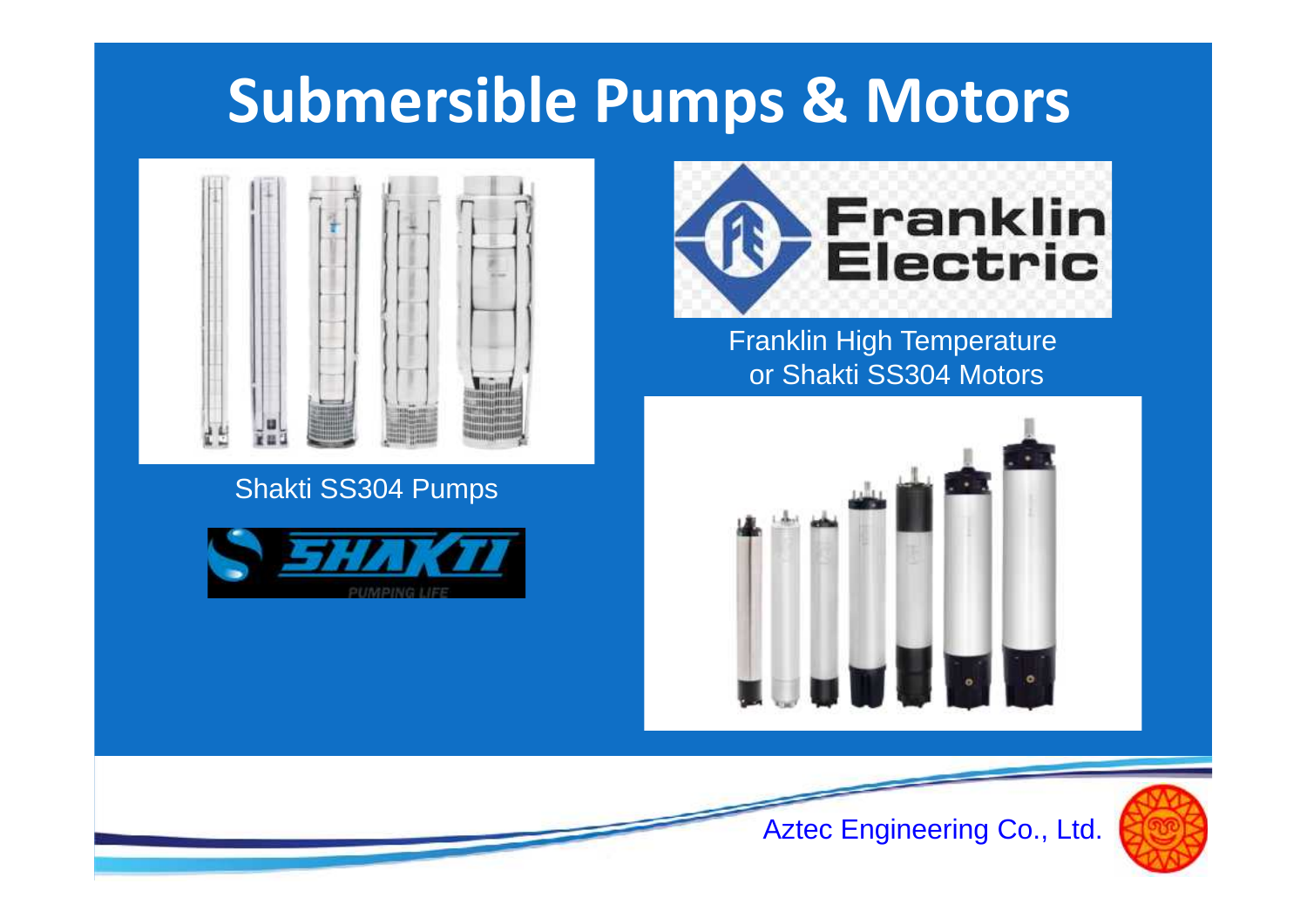# Submersible Pumps & Motors

Shakti SS304 Pumps

Franklin High Temperature or Shakti SS304 Motors

Aztec Engineering Co., Ltd.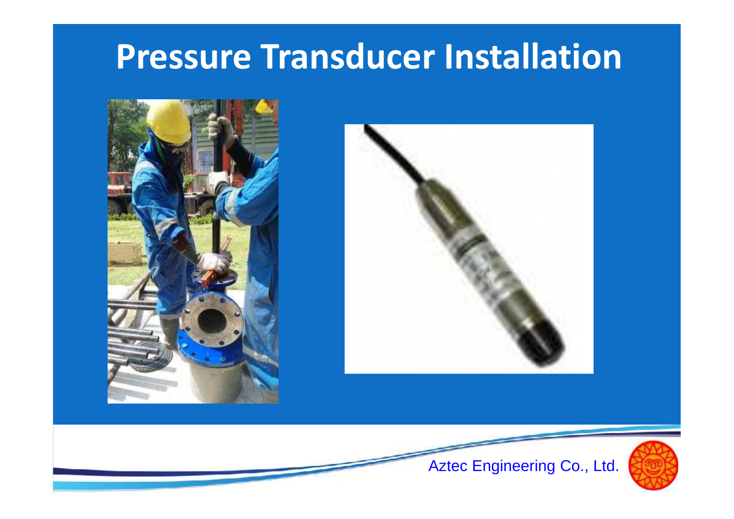# Pressure Transducer Installation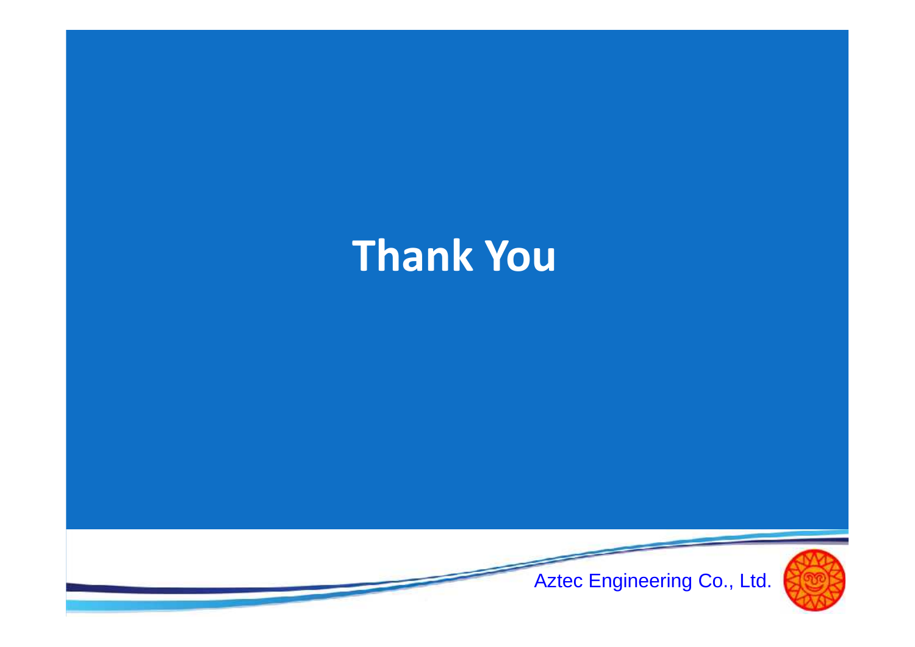# Thank You

Aztec Engineering Co., Ltd.